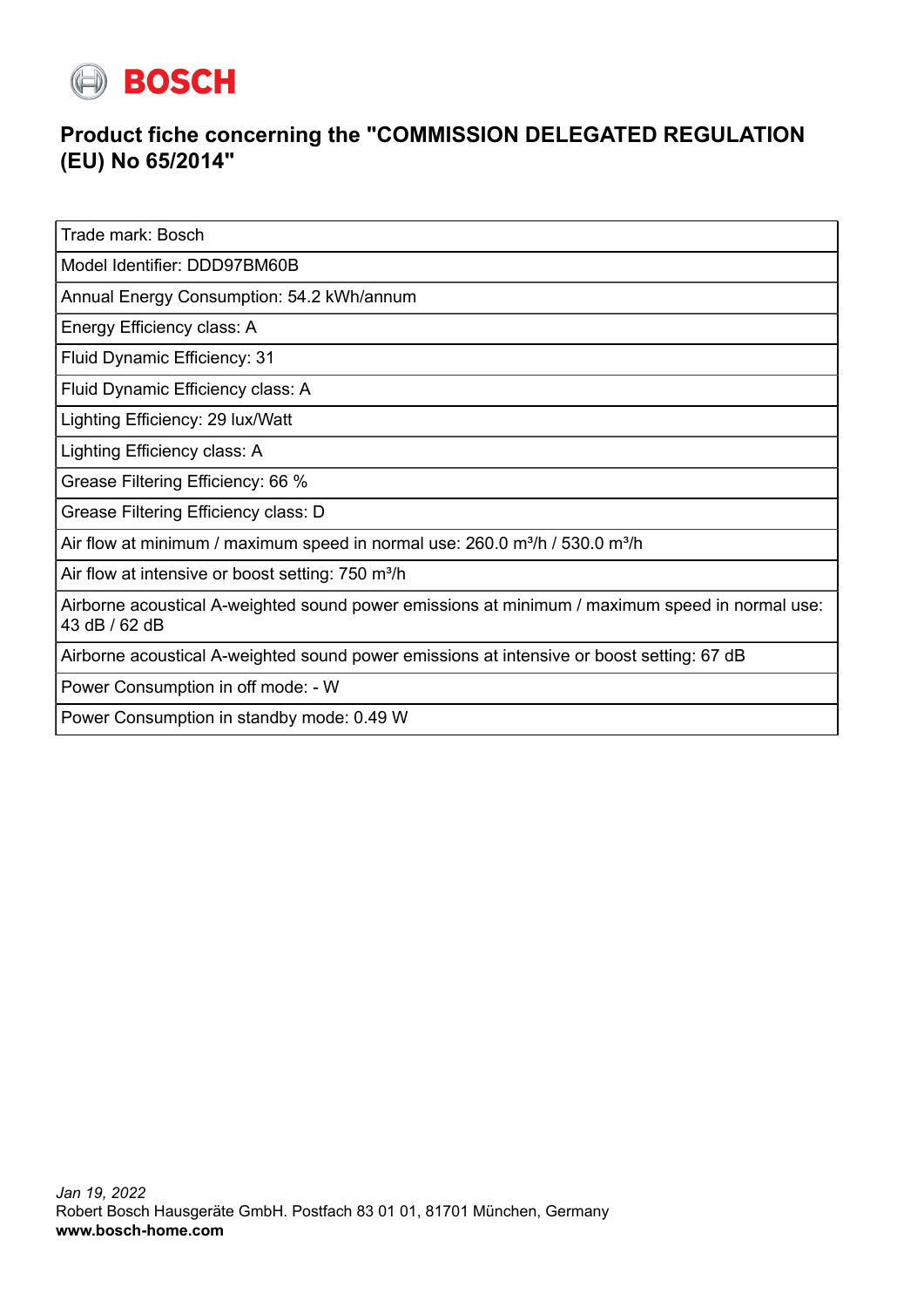BOSCH

## Product fiche concerning the "COMMISSION DELEGATED REGULATION (EU) No 65/2014"

| Trade mark: Bosch |
|---|
| Model Identifier: DDD97BM60B |
| Annual Energy Consumption: 54.2 kWh/annum |
| Energy Efficiency class: A |
| Fluid Dynamic Efficiency: 31 |
| Fluid Dynamic Efficiency class: A |
| Lighting Efficiency: 29 lux/Watt |
| Lighting Efficiency class: A |
| Grease Filtering Efficiency: 66 % |
| Grease Filtering Efficiency class: D |
| Air flow at minimum / maximum speed in normal use: 260.0 m³/h / 530.0 m³/h |
| Air flow at intensive or boost setting: 750 m³/h |
| Airborne acoustical A-weighted sound power emissions at minimum / maximum speed in normal use: 43 dB / 62 dB |
| Airborne acoustical A-weighted sound power emissions at intensive or boost setting: 67 dB |
| Power Consumption in off mode: - W |
| Power Consumption in standby mode: 0.49 W |

*Jan 19, 2022*
Robert Bosch Hausgeräte GmbH. Postfach 83 01 01, 81701 München, Germany
**www.bosch-home.com**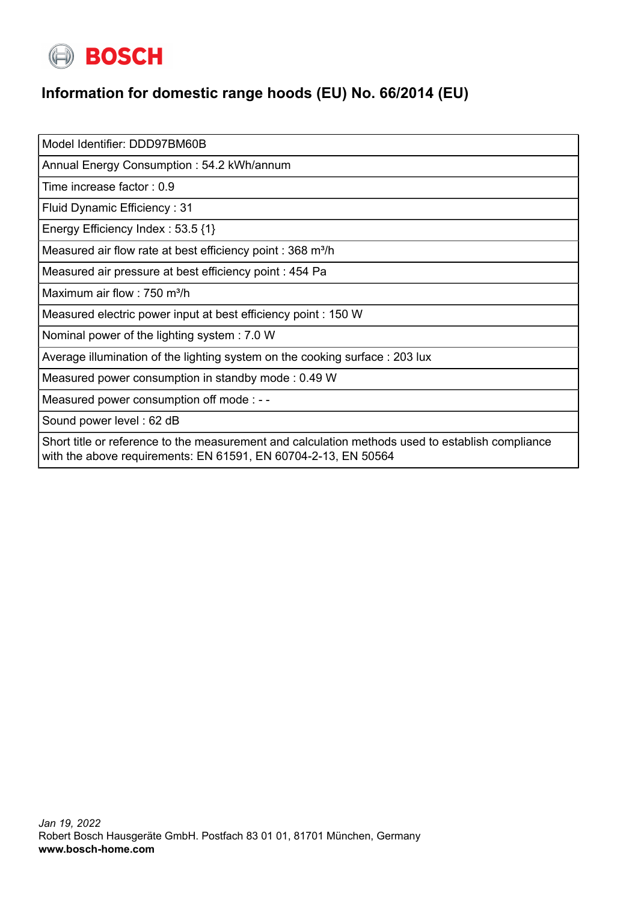BOSCH

# Information for domestic range hoods (EU) No. 66/2014 (EU)

| |
|---|
| Model Identifier: DDD97BM60B |
| Annual Energy Consumption : 54.2 kWh/annum |
| Time increase factor : 0.9 |
| Fluid Dynamic Efficiency : 31 |
| Energy Efficiency Index : 53.5 {1} |
| Measured air flow rate at best efficiency point : 368 m³/h |
| Measured air pressure at best efficiency point : 454 Pa |
| Maximum air flow : 750 m³/h |
| Measured electric power input at best efficiency point : 150 W |
| Nominal power of the lighting system : 7.0 W |
| Average illumination of the lighting system on the cooking surface : 203 lux |
| Measured power consumption in standby mode : 0.49 W |
| Measured power consumption off mode : - - |
| Sound power level : 62 dB |
| Short title or reference to the measurement and calculation methods used to establish compliance with the above requirements: EN 61591, EN 60704-2-13, EN 50564 |

*Jan 19, 2022*
Robert Bosch Hausgeräte GmbH. Postfach 83 01 01, 81701 München, Germany
**www.bosch-home.com**